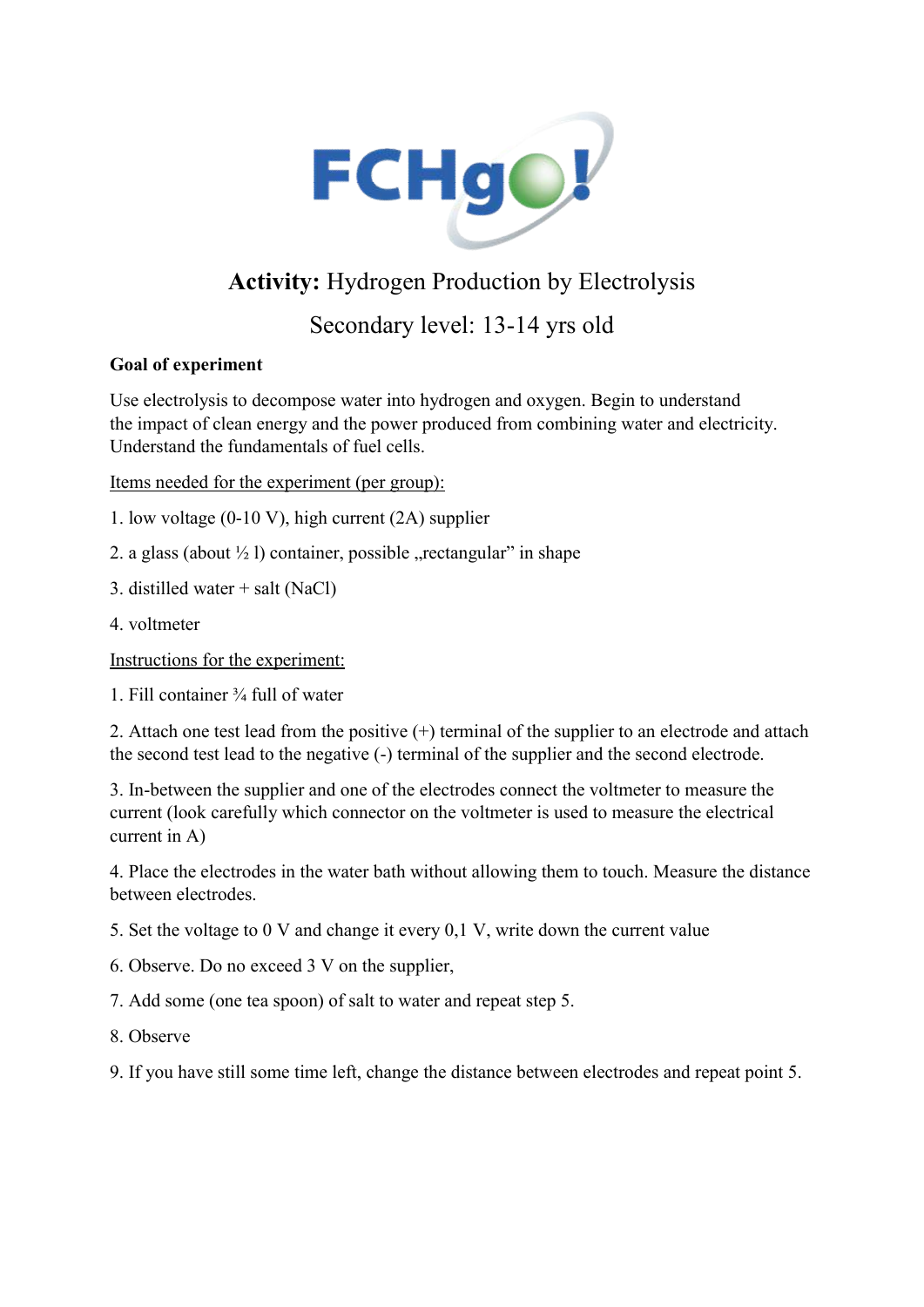# FCHgo!

## **Activity:** Hydrogen Production by Electrolysis

## Secondary level: 13-14 yrs old

**Goal of experiment**

Use electrolysis to decompose water into hydrogen and oxygen. Begin to understand the impact of clean energy and the power produced from combining water and electricity. Understand the fundamentals of fuel cells.

<u>Items needed for the experiment (per group):</u>

1. low voltage (0-10 V), high current (2A) supplier
2. a glass (about ½ l) container, possible „rectangular" in shape
3. distilled water + salt (NaCl)
4. voltmeter

<u>Instructions for the experiment:</u>

1. Fill container ¾ full of water
2. Attach one test lead from the positive (+) terminal of the supplier to an electrode and attach the second test lead to the negative (-) terminal of the supplier and the second electrode.
3. In-between the supplier and one of the electrodes connect the voltmeter to measure the current (look carefully which connector on the voltmeter is used to measure the electrical current in A)
4. Place the electrodes in the water bath without allowing them to touch. Measure the distance between electrodes.
5. Set the voltage to 0 V and change it every 0,1 V, write down the current value
6. Observe. Do no exceed 3 V on the supplier,
7. Add some (one tea spoon) of salt to water and repeat step 5.
8. Observe
9. If you have still some time left, change the distance between electrodes and repeat point 5.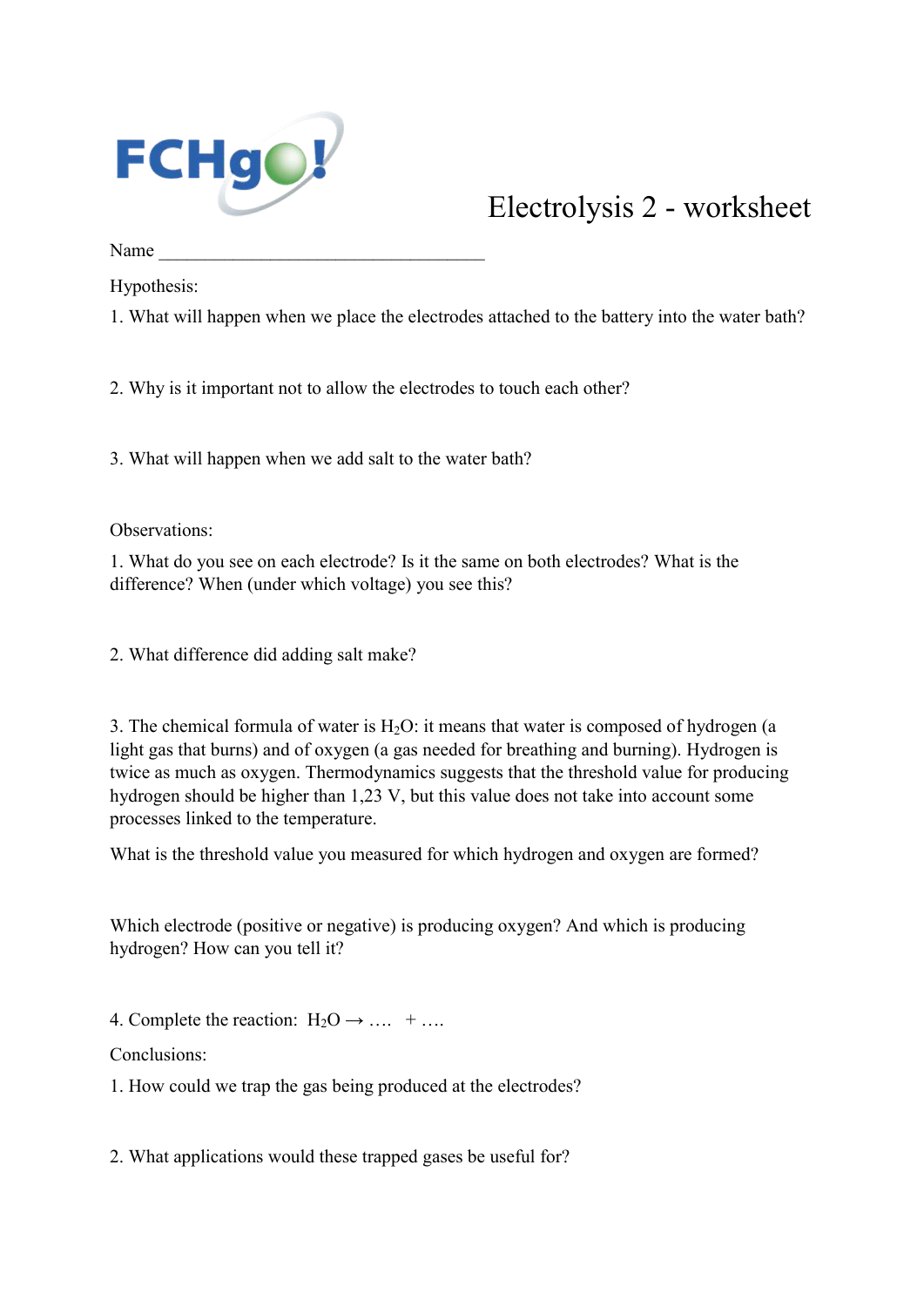# Electrolysis 2 - worksheet

Name ____________________________________

Hypothesis:

1. What will happen when we place the electrodes attached to the battery into the water bath?

2. Why is it important not to allow the electrodes to touch each other?

3. What will happen when we add salt to the water bath?

Observations:

1. What do you see on each electrode? Is it the same on both electrodes? What is the difference? When (under which voltage) you see this?

2. What difference did adding salt make?

3. The chemical formula of water is $H_2O$: it means that water is composed of hydrogen (a light gas that burns) and of oxygen (a gas needed for breathing and burning). Hydrogen is twice as much as oxygen. Thermodynamics suggests that the threshold value for producing hydrogen should be higher than 1,23 V, but this value does not take into account some processes linked to the temperature.

What is the threshold value you measured for which hydrogen and oxygen are formed?

Which electrode (positive or negative) is producing oxygen? And which is producing hydrogen? How can you tell it?

4. Complete the reaction: $H_2O \rightarrow$ …. + ….

Conclusions:

1. How could we trap the gas being produced at the electrodes?

2. What applications would these trapped gases be useful for?